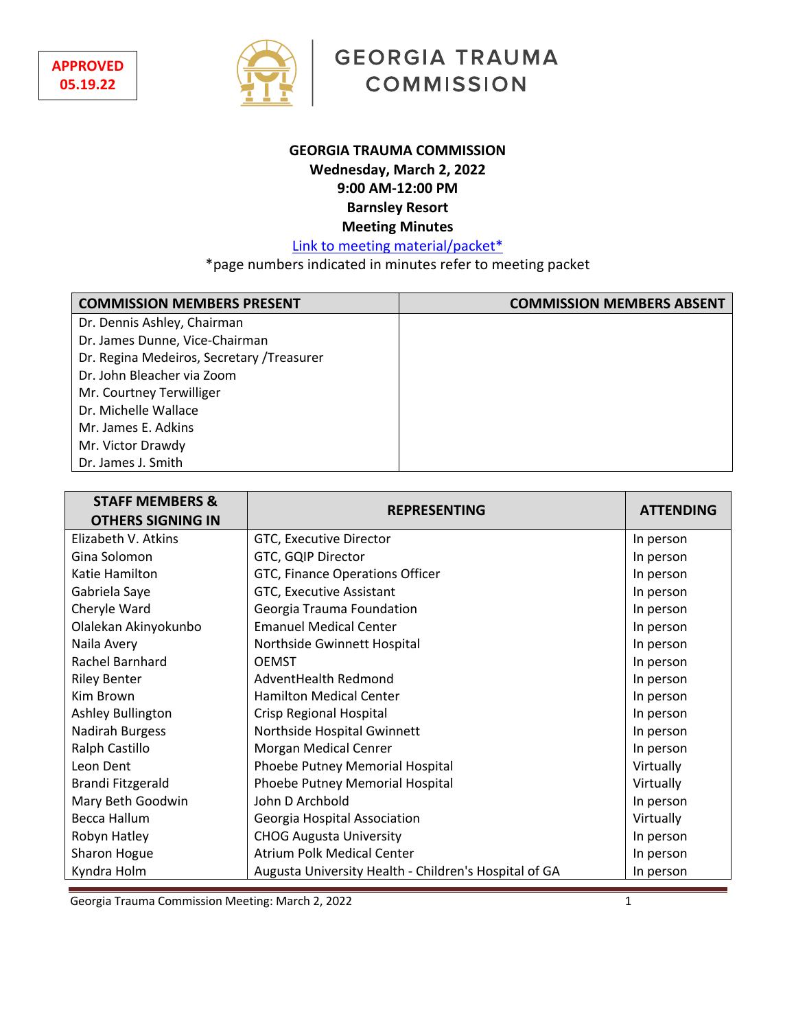APPROVED
05.19.22

GEORGIA TRAUMA COMMISSION

**GEORGIA TRAUMA COMMISSION**
**Wednesday, March 2, 2022**
**9:00 AM-12:00 PM**
**Barnsley Resort**
**Meeting Minutes**

Link to meeting material/packet*

*page numbers indicated in minutes refer to meeting packet

| COMMISSION MEMBERS PRESENT | COMMISSION MEMBERS ABSENT |
|---|---|
| Dr. Dennis Ashley, Chairman | |
| Dr. James Dunne, Vice-Chairman | |
| Dr. Regina Medeiros, Secretary /Treasurer | |
| Dr. John Bleacher via Zoom | |
| Mr. Courtney Terwilliger | |
| Dr. Michelle Wallace | |
| Mr. James E. Adkins | |
| Mr. Victor Drawdy | |
| Dr. James J. Smith | |

| STAFF MEMBERS & OTHERS SIGNING IN | REPRESENTING | ATTENDING |
|---|---|---|
| Elizabeth V. Atkins | GTC, Executive Director | In person |
| Gina Solomon | GTC, GQIP Director | In person |
| Katie Hamilton | GTC, Finance Operations Officer | In person |
| Gabriela Saye | GTC, Executive Assistant | In person |
| Cheryle Ward | Georgia Trauma Foundation | In person |
| Olalekan Akinyokunbo | Emanuel Medical Center | In person |
| Naila Avery | Northside Gwinnett Hospital | In person |
| Rachel Barnhard | OEMST | In person |
| Riley Benter | AdventHealth Redmond | In person |
| Kim Brown | Hamilton Medical Center | In person |
| Ashley Bullington | Crisp Regional Hospital | In person |
| Nadirah Burgess | Northside Hospital Gwinnett | In person |
| Ralph Castillo | Morgan Medical Cenrer | In person |
| Leon Dent | Phoebe Putney Memorial Hospital | Virtually |
| Brandi Fitzgerald | Phoebe Putney Memorial Hospital | Virtually |
| Mary Beth Goodwin | John D Archbold | In person |
| Becca Hallum | Georgia Hospital Association | Virtually |
| Robyn Hatley | CHOG Augusta University | In person |
| Sharon Hogue | Atrium Polk Medical Center | In person |
| Kyndra Holm | Augusta University Health - Children's Hospital of GA | In person |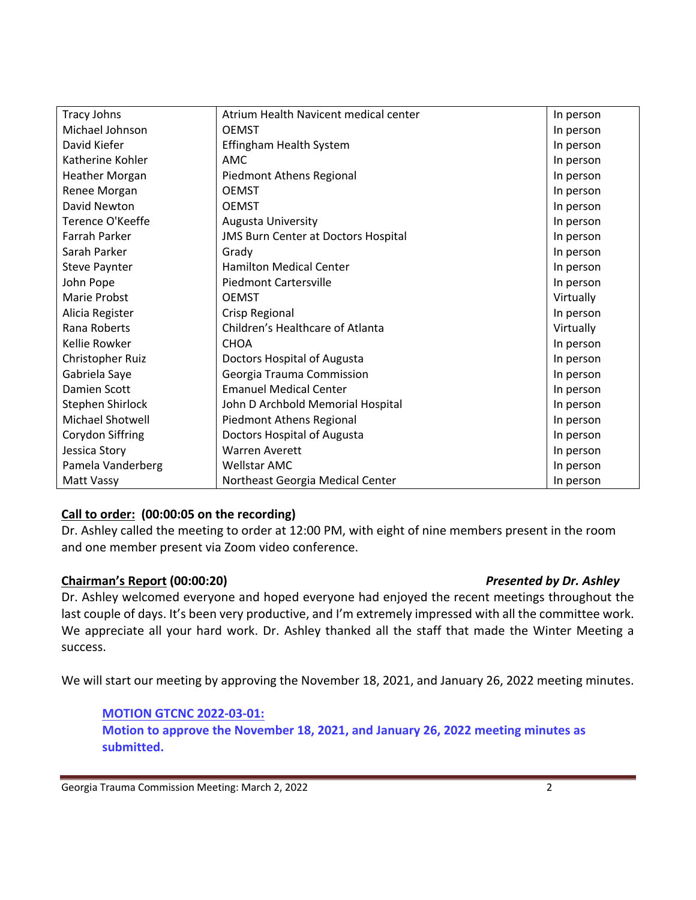| Tracy Johns | Atrium Health Navicent medical center | In person |
|---|---|---|
| Michael Johnson | OEMST | In person |
| David Kiefer | Effingham Health System | In person |
| Katherine Kohler | AMC | In person |
| Heather Morgan | Piedmont Athens Regional | In person |
| Renee Morgan | OEMST | In person |
| David Newton | OEMST | In person |
| Terence O'Keeffe | Augusta University | In person |
| Farrah Parker | JMS Burn Center at Doctors Hospital | In person |
| Sarah Parker | Grady | In person |
| Steve Paynter | Hamilton Medical Center | In person |
| John Pope | Piedmont Cartersville | In person |
| Marie Probst | OEMST | Virtually |
| Alicia Register | Crisp Regional | In person |
| Rana Roberts | Children's Healthcare of Atlanta | Virtually |
| Kellie Rowker | CHOA | In person |
| Christopher Ruiz | Doctors Hospital of Augusta | In person |
| Gabriela Saye | Georgia Trauma Commission | In person |
| Damien Scott | Emanuel Medical Center | In person |
| Stephen Shirlock | John D Archbold Memorial Hospital | In person |
| Michael Shotwell | Piedmont Athens Regional | In person |
| Corydon Siffring | Doctors Hospital of Augusta | In person |
| Jessica Story | Warren Averett | In person |
| Pamela Vanderberg | Wellstar AMC | In person |
| Matt Vassy | Northeast Georgia Medical Center | In person |

**Call to order: (00:00:05 on the recording)**

Dr. Ashley called the meeting to order at 12:00 PM, with eight of nine members present in the room and one member present via Zoom video conference.

**Chairman's Report (00:00:20)** *Presented by Dr. Ashley*

Dr. Ashley welcomed everyone and hoped everyone had enjoyed the recent meetings throughout the last couple of days. It's been very productive, and I'm extremely impressed with all the committee work. We appreciate all your hard work. Dr. Ashley thanked all the staff that made the Winter Meeting a success.

We will start our meeting by approving the November 18, 2021, and January 26, 2022 meeting minutes.

> **MOTION GTCNC 2022-03-01:**
> **Motion to approve the November 18, 2021, and January 26, 2022 meeting minutes as submitted.**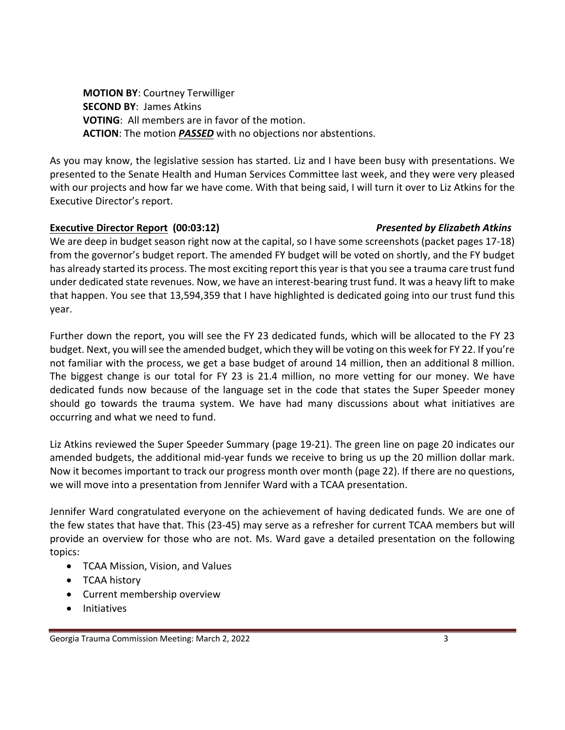**MOTION BY**: Courtney Terwilliger
**SECOND BY**: James Atkins
**VOTING**: All members are in favor of the motion.
**ACTION**: The motion ***PASSED*** with no objections nor abstentions.

As you may know, the legislative session has started. Liz and I have been busy with presentations. We presented to the Senate Health and Human Services Committee last week, and they were very pleased with our projects and how far we have come. With that being said, I will turn it over to Liz Atkins for the Executive Director's report.

**Executive Director Report (00:03:12)** ***Presented by Elizabeth Atkins***

We are deep in budget season right now at the capital, so I have some screenshots (packet pages 17-18) from the governor's budget report. The amended FY budget will be voted on shortly, and the FY budget has already started its process. The most exciting report this year is that you see a trauma care trust fund under dedicated state revenues. Now, we have an interest-bearing trust fund. It was a heavy lift to make that happen. You see that 13,594,359 that I have highlighted is dedicated going into our trust fund this year.

Further down the report, you will see the FY 23 dedicated funds, which will be allocated to the FY 23 budget. Next, you will see the amended budget, which they will be voting on this week for FY 22. If you're not familiar with the process, we get a base budget of around 14 million, then an additional 8 million. The biggest change is our total for FY 23 is 21.4 million, no more vetting for our money. We have dedicated funds now because of the language set in the code that states the Super Speeder money should go towards the trauma system. We have had many discussions about what initiatives are occurring and what we need to fund.

Liz Atkins reviewed the Super Speeder Summary (page 19-21). The green line on page 20 indicates our amended budgets, the additional mid-year funds we receive to bring us up the 20 million dollar mark. Now it becomes important to track our progress month over month (page 22). If there are no questions, we will move into a presentation from Jennifer Ward with a TCAA presentation.

Jennifer Ward congratulated everyone on the achievement of having dedicated funds. We are one of the few states that have that. This (23-45) may serve as a refresher for current TCAA members but will provide an overview for those who are not. Ms. Ward gave a detailed presentation on the following topics:

- TCAA Mission, Vision, and Values
- TCAA history
- Current membership overview
- Initiatives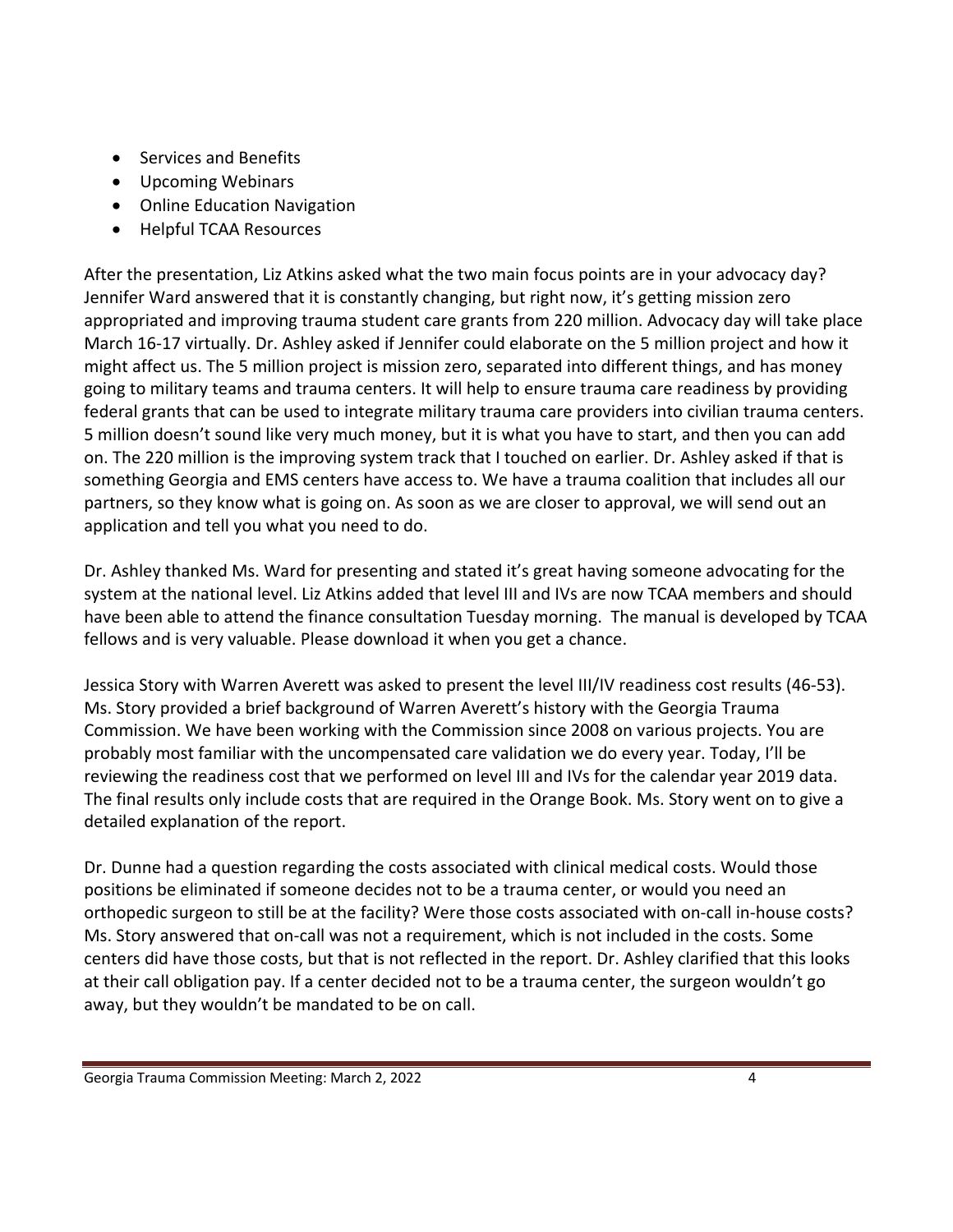- Services and Benefits
- Upcoming Webinars
- Online Education Navigation
- Helpful TCAA Resources

After the presentation, Liz Atkins asked what the two main focus points are in your advocacy day? Jennifer Ward answered that it is constantly changing, but right now, it's getting mission zero appropriated and improving trauma student care grants from 220 million. Advocacy day will take place March 16-17 virtually. Dr. Ashley asked if Jennifer could elaborate on the 5 million project and how it might affect us. The 5 million project is mission zero, separated into different things, and has money going to military teams and trauma centers. It will help to ensure trauma care readiness by providing federal grants that can be used to integrate military trauma care providers into civilian trauma centers. 5 million doesn't sound like very much money, but it is what you have to start, and then you can add on. The 220 million is the improving system track that I touched on earlier. Dr. Ashley asked if that is something Georgia and EMS centers have access to. We have a trauma coalition that includes all our partners, so they know what is going on. As soon as we are closer to approval, we will send out an application and tell you what you need to do.

Dr. Ashley thanked Ms. Ward for presenting and stated it's great having someone advocating for the system at the national level. Liz Atkins added that level III and IVs are now TCAA members and should have been able to attend the finance consultation Tuesday morning. The manual is developed by TCAA fellows and is very valuable. Please download it when you get a chance.

Jessica Story with Warren Averett was asked to present the level III/IV readiness cost results (46-53). Ms. Story provided a brief background of Warren Averett's history with the Georgia Trauma Commission. We have been working with the Commission since 2008 on various projects. You are probably most familiar with the uncompensated care validation we do every year. Today, I'll be reviewing the readiness cost that we performed on level III and IVs for the calendar year 2019 data. The final results only include costs that are required in the Orange Book. Ms. Story went on to give a detailed explanation of the report.

Dr. Dunne had a question regarding the costs associated with clinical medical costs. Would those positions be eliminated if someone decides not to be a trauma center, or would you need an orthopedic surgeon to still be at the facility? Were those costs associated with on-call in-house costs? Ms. Story answered that on-call was not a requirement, which is not included in the costs. Some centers did have those costs, but that is not reflected in the report. Dr. Ashley clarified that this looks at their call obligation pay. If a center decided not to be a trauma center, the surgeon wouldn't go away, but they wouldn't be mandated to be on call.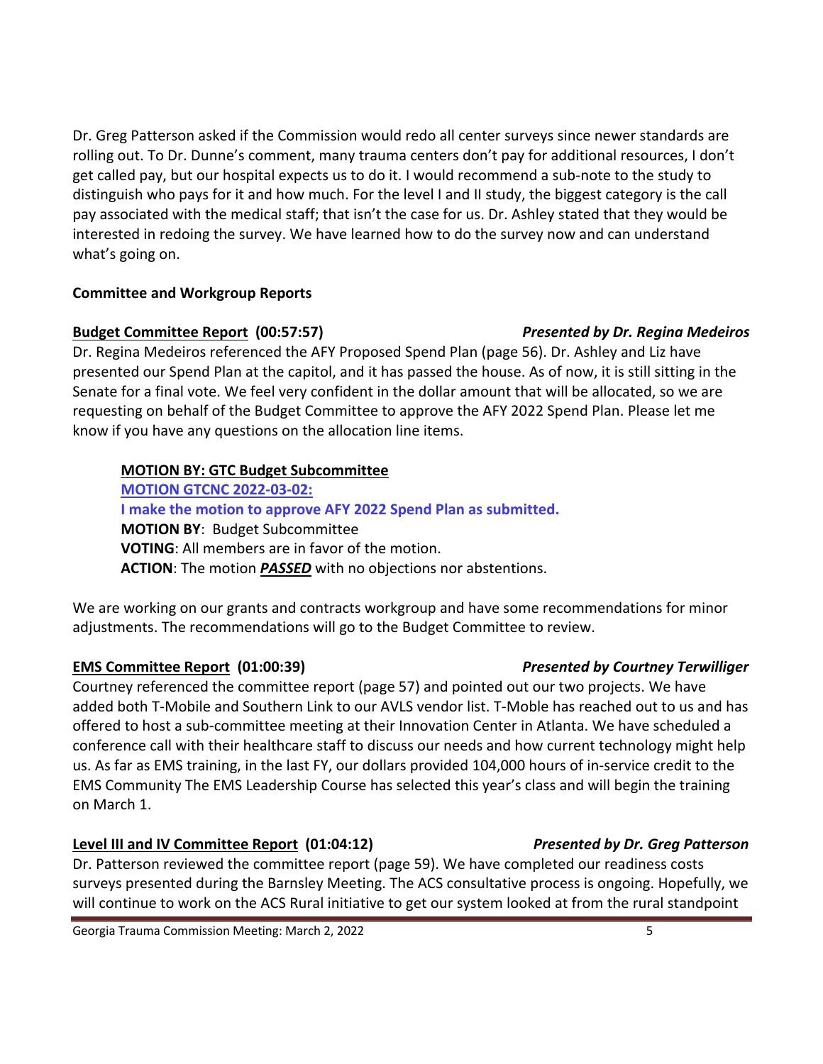Dr. Greg Patterson asked if the Commission would redo all center surveys since newer standards are rolling out. To Dr. Dunne's comment, many trauma centers don't pay for additional resources, I don't get called pay, but our hospital expects us to do it. I would recommend a sub-note to the study to distinguish who pays for it and how much. For the level I and II study, the biggest category is the call pay associated with the medical staff; that isn't the case for us. Dr. Ashley stated that they would be interested in redoing the survey. We have learned how to do the survey now and can understand what's going on.

**Committee and Workgroup Reports**

**Budget Committee Report (00:57:57)** ***Presented by Dr. Regina Medeiros***

Dr. Regina Medeiros referenced the AFY Proposed Spend Plan (page 56). Dr. Ashley and Liz have presented our Spend Plan at the capitol, and it has passed the house. As of now, it is still sitting in the Senate for a final vote. We feel very confident in the dollar amount that will be allocated, so we are requesting on behalf of the Budget Committee to approve the AFY 2022 Spend Plan. Please let me know if you have any questions on the allocation line items.

> **MOTION BY: GTC Budget Subcommittee**
> **MOTION GTCNC 2022-03-02:**
> **I make the motion to approve AFY 2022 Spend Plan as submitted.**
> **MOTION BY**: Budget Subcommittee
> **VOTING**: All members are in favor of the motion.
> **ACTION**: The motion ***PASSED*** with no objections nor abstentions.

We are working on our grants and contracts workgroup and have some recommendations for minor adjustments. The recommendations will go to the Budget Committee to review.

**EMS Committee Report (01:00:39)** ***Presented by Courtney Terwilliger***

Courtney referenced the committee report (page 57) and pointed out our two projects. We have added both T-Mobile and Southern Link to our AVLS vendor list. T-Moble has reached out to us and has offered to host a sub-committee meeting at their Innovation Center in Atlanta. We have scheduled a conference call with their healthcare staff to discuss our needs and how current technology might help us. As far as EMS training, in the last FY, our dollars provided 104,000 hours of in-service credit to the EMS Community The EMS Leadership Course has selected this year's class and will begin the training on March 1.

**Level III and IV Committee Report (01:04:12)** ***Presented by Dr. Greg Patterson***

Dr. Patterson reviewed the committee report (page 59). We have completed our readiness costs surveys presented during the Barnsley Meeting. The ACS consultative process is ongoing. Hopefully, we will continue to work on the ACS Rural initiative to get our system looked at from the rural standpoint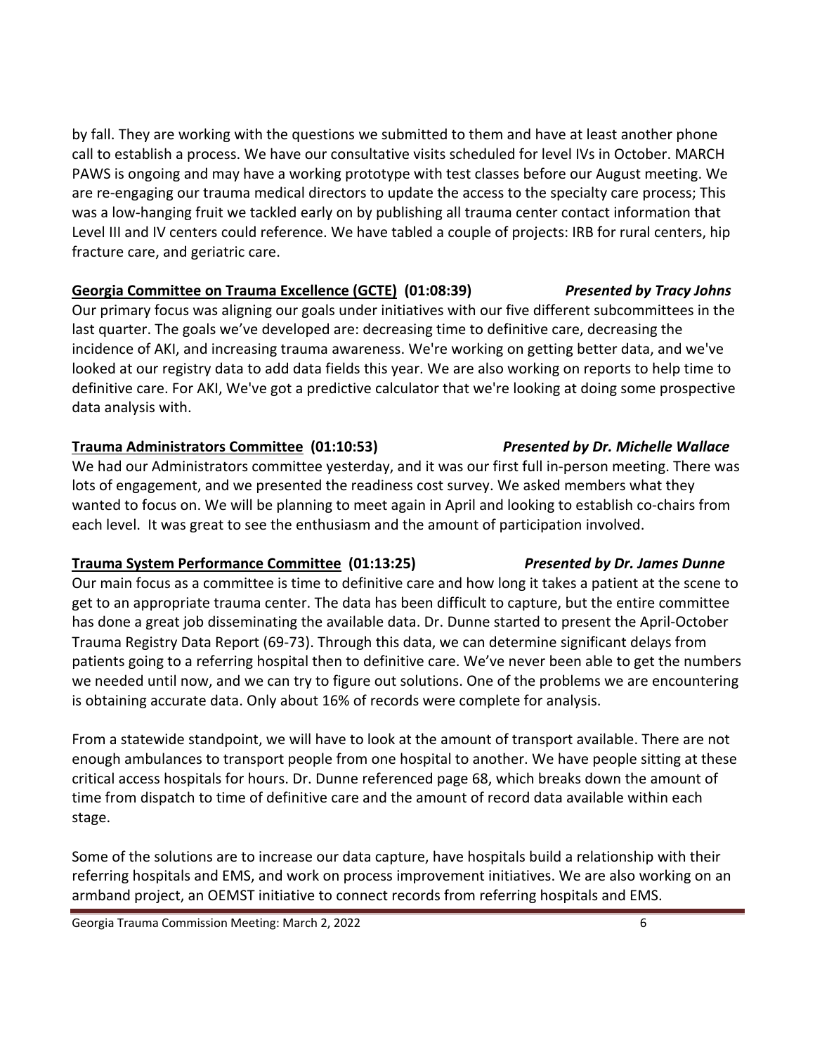by fall. They are working with the questions we submitted to them and have at least another phone call to establish a process. We have our consultative visits scheduled for level IVs in October. MARCH PAWS is ongoing and may have a working prototype with test classes before our August meeting. We are re-engaging our trauma medical directors to update the access to the specialty care process; This was a low-hanging fruit we tackled early on by publishing all trauma center contact information that Level III and IV centers could reference. We have tabled a couple of projects: IRB for rural centers, hip fracture care, and geriatric care.

**Georgia Committee on Trauma Excellence (GCTE) (01:08:39)** ***Presented by Tracy Johns***

Our primary focus was aligning our goals under initiatives with our five different subcommittees in the last quarter. The goals we've developed are: decreasing time to definitive care, decreasing the incidence of AKI, and increasing trauma awareness. We're working on getting better data, and we've looked at our registry data to add data fields this year. We are also working on reports to help time to definitive care. For AKI, We've got a predictive calculator that we're looking at doing some prospective data analysis with.

**Trauma Administrators Committee (01:10:53)** ***Presented by Dr. Michelle Wallace***

We had our Administrators committee yesterday, and it was our first full in-person meeting. There was lots of engagement, and we presented the readiness cost survey. We asked members what they wanted to focus on. We will be planning to meet again in April and looking to establish co-chairs from each level. It was great to see the enthusiasm and the amount of participation involved.

**Trauma System Performance Committee (01:13:25)** ***Presented by Dr. James Dunne***

Our main focus as a committee is time to definitive care and how long it takes a patient at the scene to get to an appropriate trauma center. The data has been difficult to capture, but the entire committee has done a great job disseminating the available data. Dr. Dunne started to present the April-October Trauma Registry Data Report (69-73). Through this data, we can determine significant delays from patients going to a referring hospital then to definitive care. We've never been able to get the numbers we needed until now, and we can try to figure out solutions. One of the problems we are encountering is obtaining accurate data. Only about 16% of records were complete for analysis.

From a statewide standpoint, we will have to look at the amount of transport available. There are not enough ambulances to transport people from one hospital to another. We have people sitting at these critical access hospitals for hours. Dr. Dunne referenced page 68, which breaks down the amount of time from dispatch to time of definitive care and the amount of record data available within each stage.

Some of the solutions are to increase our data capture, have hospitals build a relationship with their referring hospitals and EMS, and work on process improvement initiatives. We are also working on an armband project, an OEMST initiative to connect records from referring hospitals and EMS.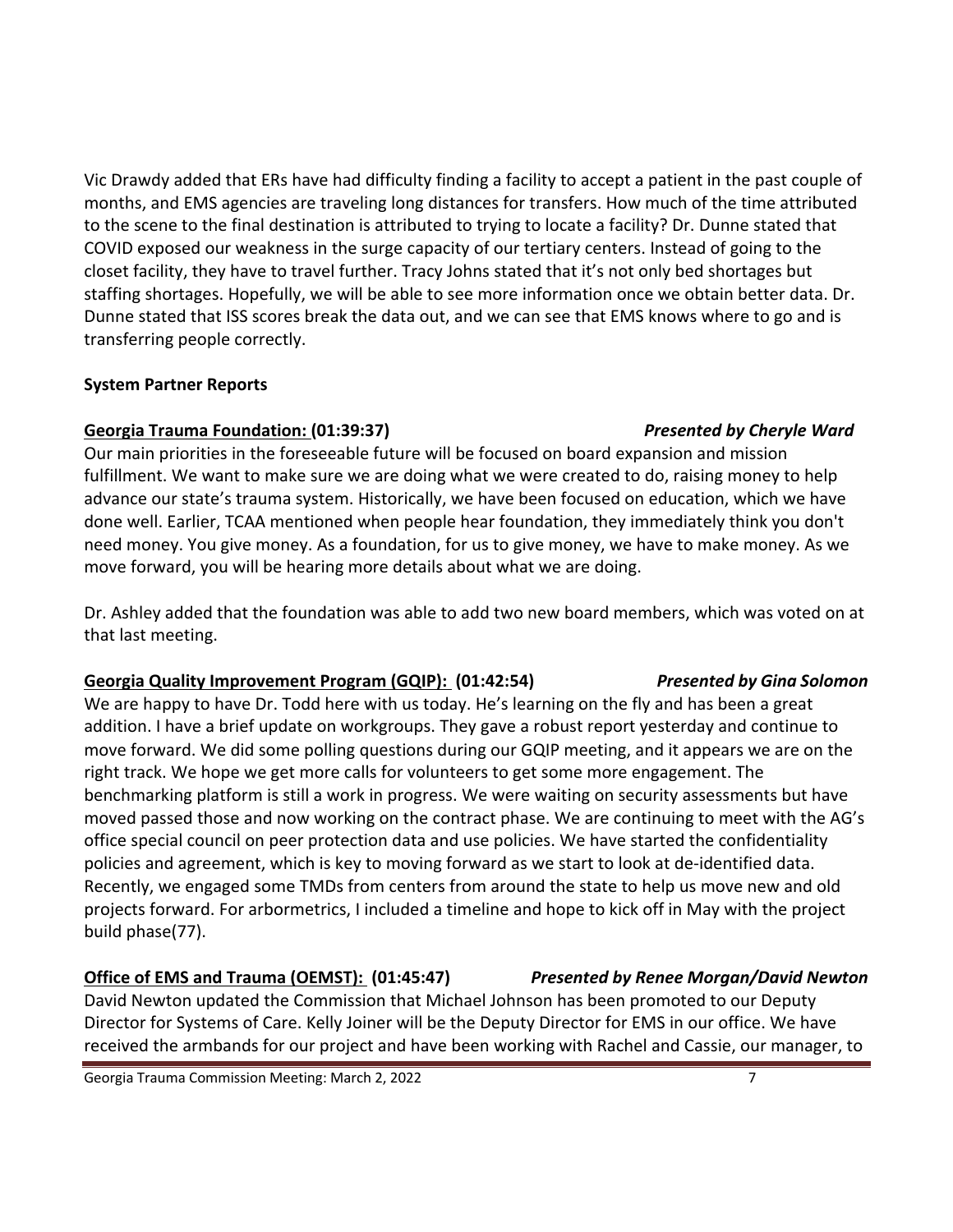Vic Drawdy added that ERs have had difficulty finding a facility to accept a patient in the past couple of months, and EMS agencies are traveling long distances for transfers. How much of the time attributed to the scene to the final destination is attributed to trying to locate a facility? Dr. Dunne stated that COVID exposed our weakness in the surge capacity of our tertiary centers. Instead of going to the closet facility, they have to travel further. Tracy Johns stated that it's not only bed shortages but staffing shortages. Hopefully, we will be able to see more information once we obtain better data. Dr. Dunne stated that ISS scores break the data out, and we can see that EMS knows where to go and is transferring people correctly.

**System Partner Reports**

**Georgia Trauma Foundation: (01:39:37)** ***Presented by Cheryle Ward***

Our main priorities in the foreseeable future will be focused on board expansion and mission fulfillment. We want to make sure we are doing what we were created to do, raising money to help advance our state's trauma system. Historically, we have been focused on education, which we have done well. Earlier, TCAA mentioned when people hear foundation, they immediately think you don't need money. You give money. As a foundation, for us to give money, we have to make money. As we move forward, you will be hearing more details about what we are doing.

Dr. Ashley added that the foundation was able to add two new board members, which was voted on at that last meeting.

**Georgia Quality Improvement Program (GQIP): (01:42:54)** ***Presented by Gina Solomon***

We are happy to have Dr. Todd here with us today. He's learning on the fly and has been a great addition. I have a brief update on workgroups. They gave a robust report yesterday and continue to move forward. We did some polling questions during our GQIP meeting, and it appears we are on the right track. We hope we get more calls for volunteers to get some more engagement. The benchmarking platform is still a work in progress. We were waiting on security assessments but have moved passed those and now working on the contract phase. We are continuing to meet with the AG's office special council on peer protection data and use policies. We have started the confidentiality policies and agreement, which is key to moving forward as we start to look at de-identified data. Recently, we engaged some TMDs from centers from around the state to help us move new and old projects forward. For arbormetrics, I included a timeline and hope to kick off in May with the project build phase(77).

**Office of EMS and Trauma (OEMST): (01:45:47)** ***Presented by Renee Morgan/David Newton***

David Newton updated the Commission that Michael Johnson has been promoted to our Deputy Director for Systems of Care. Kelly Joiner will be the Deputy Director for EMS in our office. We have received the armbands for our project and have been working with Rachel and Cassie, our manager, to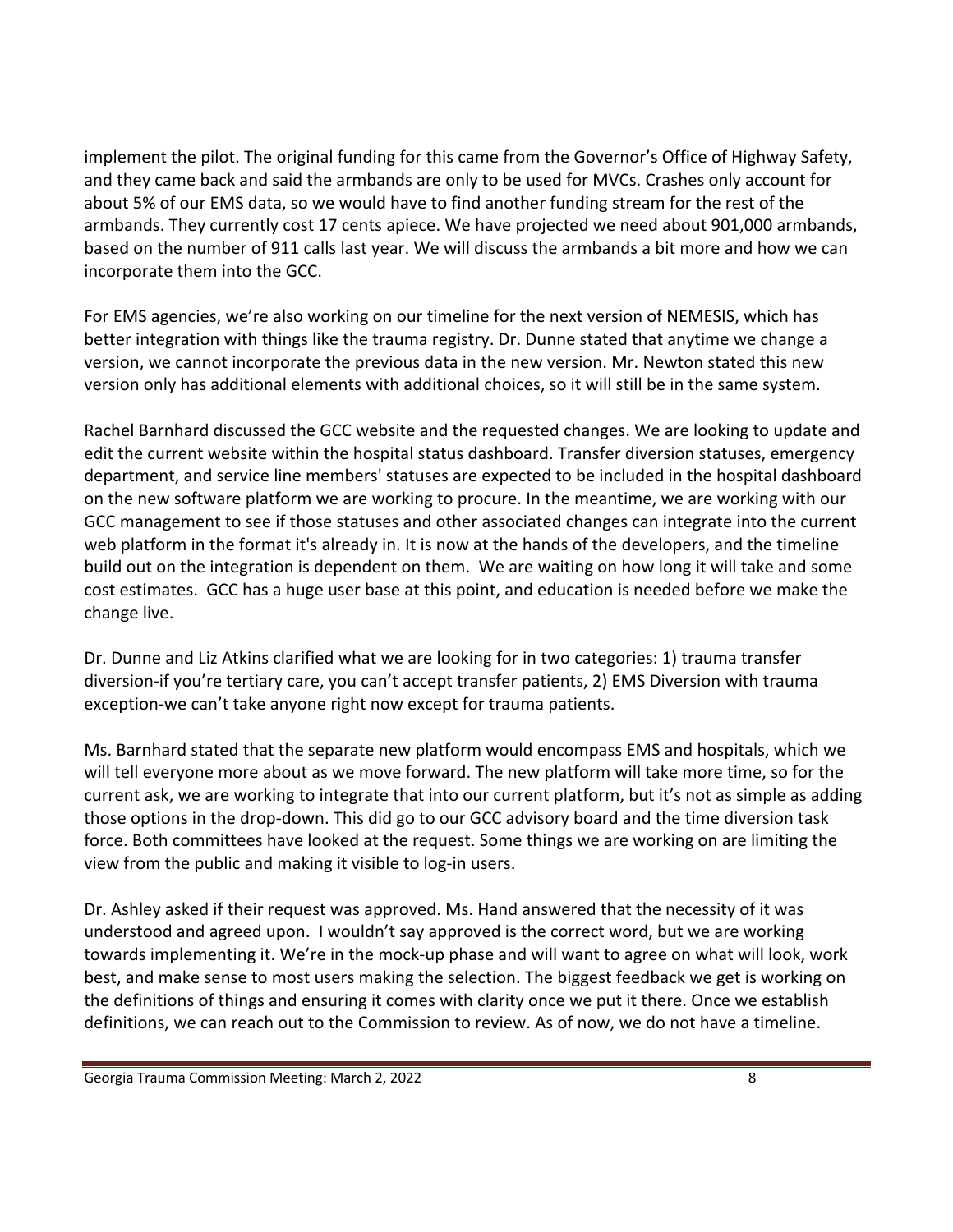implement the pilot. The original funding for this came from the Governor's Office of Highway Safety, and they came back and said the armbands are only to be used for MVCs. Crashes only account for about 5% of our EMS data, so we would have to find another funding stream for the rest of the armbands. They currently cost 17 cents apiece. We have projected we need about 901,000 armbands, based on the number of 911 calls last year. We will discuss the armbands a bit more and how we can incorporate them into the GCC.

For EMS agencies, we're also working on our timeline for the next version of NEMESIS, which has better integration with things like the trauma registry. Dr. Dunne stated that anytime we change a version, we cannot incorporate the previous data in the new version. Mr. Newton stated this new version only has additional elements with additional choices, so it will still be in the same system.

Rachel Barnhard discussed the GCC website and the requested changes. We are looking to update and edit the current website within the hospital status dashboard. Transfer diversion statuses, emergency department, and service line members' statuses are expected to be included in the hospital dashboard on the new software platform we are working to procure. In the meantime, we are working with our GCC management to see if those statuses and other associated changes can integrate into the current web platform in the format it's already in. It is now at the hands of the developers, and the timeline build out on the integration is dependent on them. We are waiting on how long it will take and some cost estimates. GCC has a huge user base at this point, and education is needed before we make the change live.

Dr. Dunne and Liz Atkins clarified what we are looking for in two categories: 1) trauma transfer diversion-if you're tertiary care, you can't accept transfer patients, 2) EMS Diversion with trauma exception-we can't take anyone right now except for trauma patients.

Ms. Barnhard stated that the separate new platform would encompass EMS and hospitals, which we will tell everyone more about as we move forward. The new platform will take more time, so for the current ask, we are working to integrate that into our current platform, but it's not as simple as adding those options in the drop-down. This did go to our GCC advisory board and the time diversion task force. Both committees have looked at the request. Some things we are working on are limiting the view from the public and making it visible to log-in users.

Dr. Ashley asked if their request was approved. Ms. Hand answered that the necessity of it was understood and agreed upon. I wouldn't say approved is the correct word, but we are working towards implementing it. We're in the mock-up phase and will want to agree on what will look, work best, and make sense to most users making the selection. The biggest feedback we get is working on the definitions of things and ensuring it comes with clarity once we put it there. Once we establish definitions, we can reach out to the Commission to review. As of now, we do not have a timeline.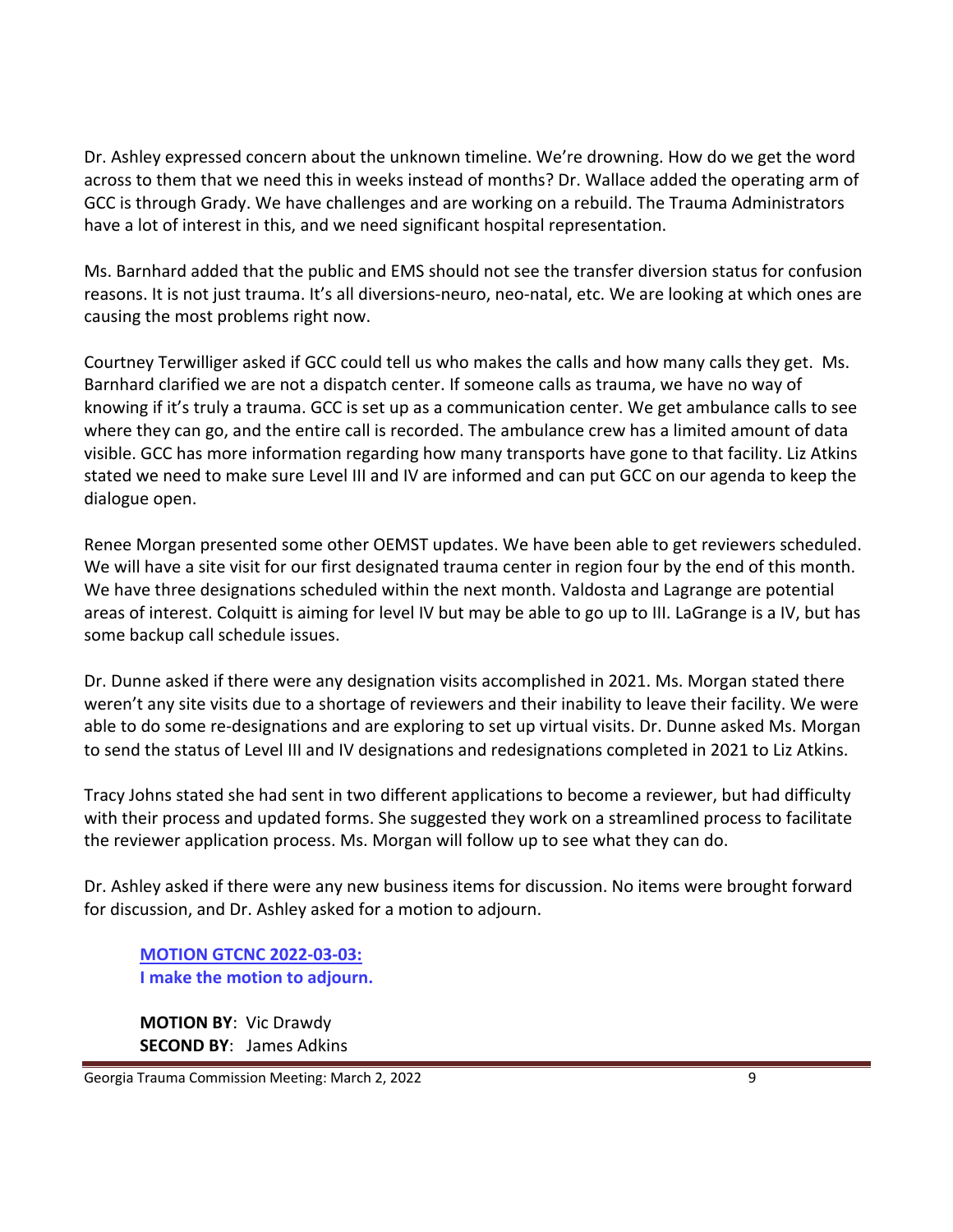Dr. Ashley expressed concern about the unknown timeline. We're drowning. How do we get the word across to them that we need this in weeks instead of months? Dr. Wallace added the operating arm of GCC is through Grady. We have challenges and are working on a rebuild. The Trauma Administrators have a lot of interest in this, and we need significant hospital representation.

Ms. Barnhard added that the public and EMS should not see the transfer diversion status for confusion reasons. It is not just trauma. It's all diversions-neuro, neo-natal, etc. We are looking at which ones are causing the most problems right now.

Courtney Terwilliger asked if GCC could tell us who makes the calls and how many calls they get. Ms. Barnhard clarified we are not a dispatch center. If someone calls as trauma, we have no way of knowing if it's truly a trauma. GCC is set up as a communication center. We get ambulance calls to see where they can go, and the entire call is recorded. The ambulance crew has a limited amount of data visible. GCC has more information regarding how many transports have gone to that facility. Liz Atkins stated we need to make sure Level III and IV are informed and can put GCC on our agenda to keep the dialogue open.

Renee Morgan presented some other OEMST updates. We have been able to get reviewers scheduled. We will have a site visit for our first designated trauma center in region four by the end of this month. We have three designations scheduled within the next month. Valdosta and Lagrange are potential areas of interest. Colquitt is aiming for level IV but may be able to go up to III. LaGrange is a IV, but has some backup call schedule issues.

Dr. Dunne asked if there were any designation visits accomplished in 2021. Ms. Morgan stated there weren't any site visits due to a shortage of reviewers and their inability to leave their facility. We were able to do some re-designations and are exploring to set up virtual visits. Dr. Dunne asked Ms. Morgan to send the status of Level III and IV designations and redesignations completed in 2021 to Liz Atkins.

Tracy Johns stated she had sent in two different applications to become a reviewer, but had difficulty with their process and updated forms. She suggested they work on a streamlined process to facilitate the reviewer application process. Ms. Morgan will follow up to see what they can do.

Dr. Ashley asked if there were any new business items for discussion. No items were brought forward for discussion, and Dr. Ashley asked for a motion to adjourn.

**MOTION GTCNC 2022-03-03:**
**I make the motion to adjourn.**

**MOTION BY**: Vic Drawdy
**SECOND BY**: James Adkins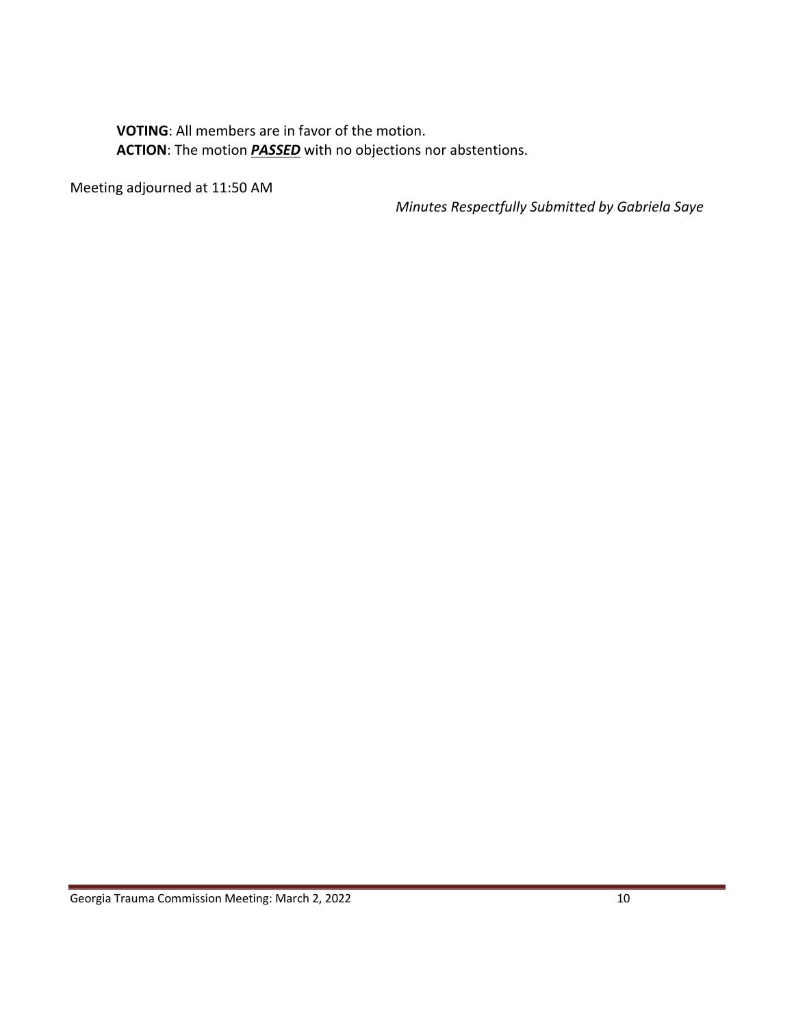**VOTING**: All members are in favor of the motion.
**ACTION**: The motion ***PASSED*** with no objections nor abstentions.

Meeting adjourned at 11:50 AM

*Minutes Respectfully Submitted by Gabriela Saye*